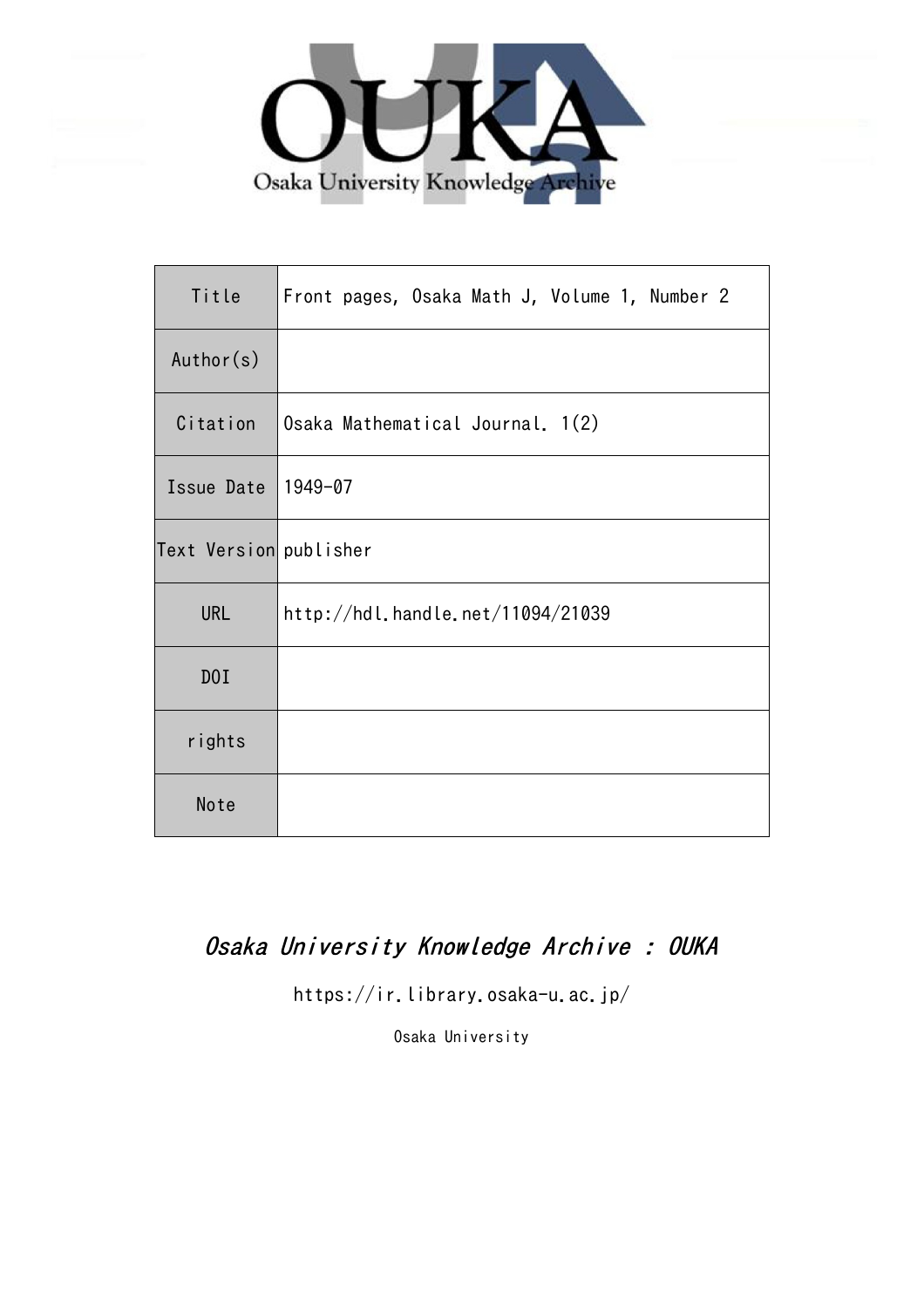OUKA

Osaka University Knowledge Archive

| Title | Front pages, Osaka Math J, Volume 1, Number 2 |
| --- | --- |
| Author(s) | |
| Citation | Osaka Mathematical Journal. 1(2) |
| Issue Date | 1949-07 |
| Text Version | publisher |
| URL | http://hdl.handle.net/11094/21039 |
| DOI | |
| rights | |
| Note | |

*Osaka University Knowledge Archive : OUKA*

https://ir.library.osaka-u.ac.jp/

Osaka University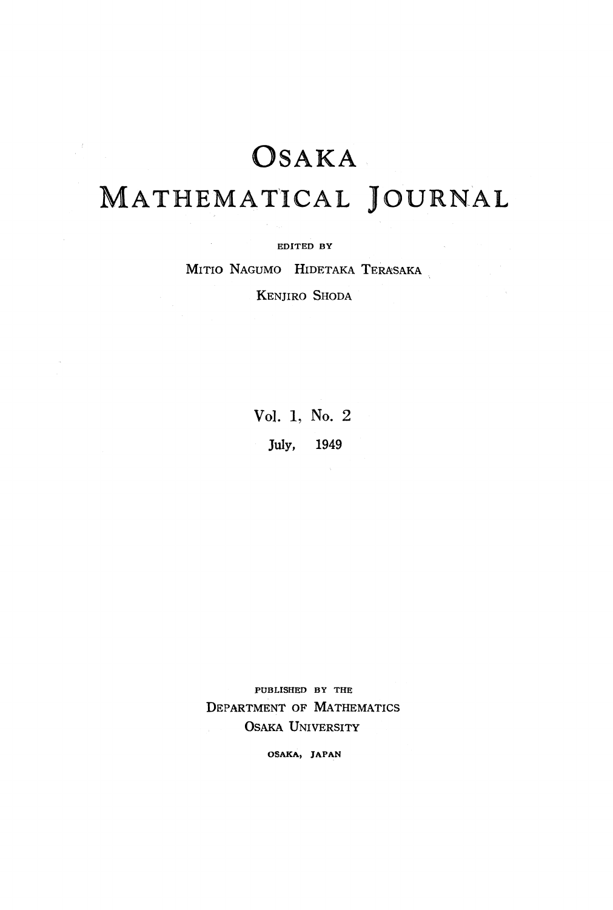# OSAKA MATHEMATICAL JOURNAL

EDITED BY

MITIO NAGUMO HIDETAKA TERASAKA

KENJIRO SHODA

Vol. 1, No. 2

July, 1949

PUBLISHED BY THE

DEPARTMENT OF MATHEMATICS

OSAKA UNIVERSITY

OSAKA, JAPAN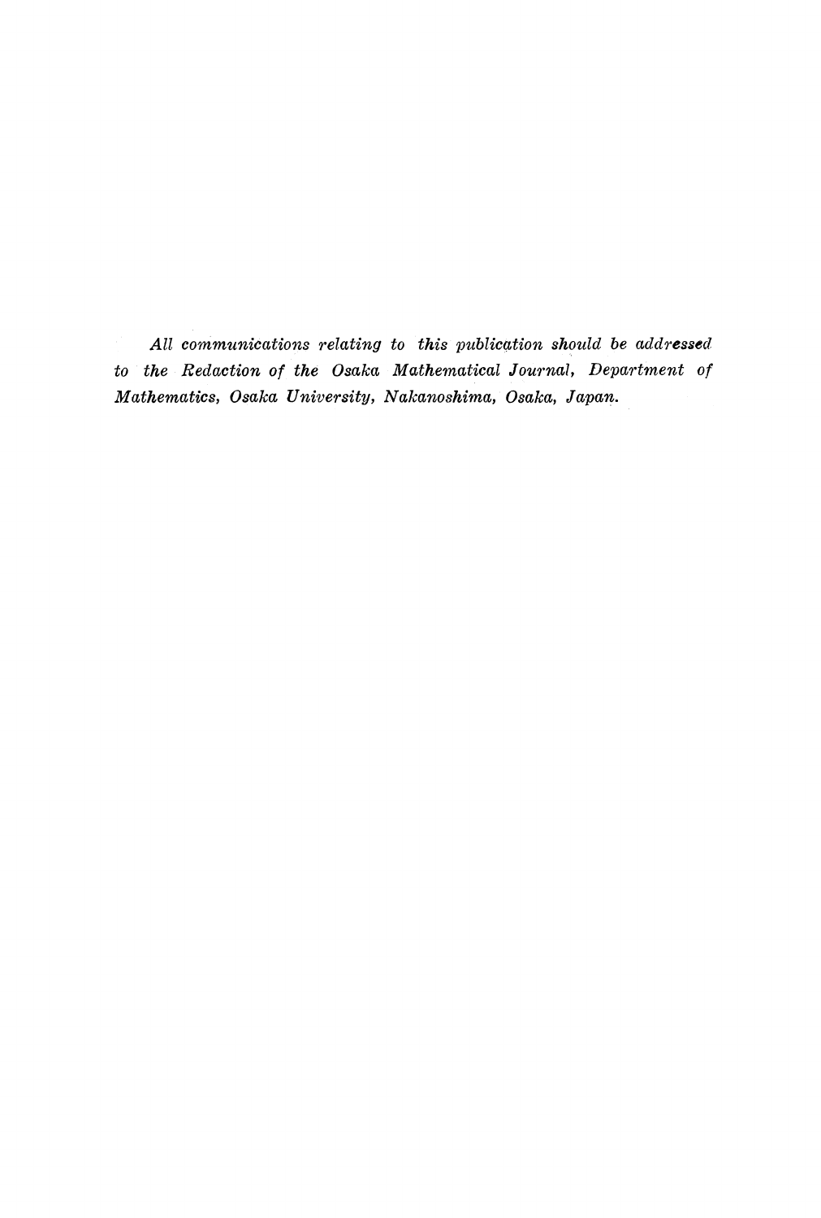*All communications relating to this publication should be addressed to the Redaction of the Osaka Mathematical Journal, Department of Mathematics, Osaka University, Nakanoshima, Osaka, Japan.*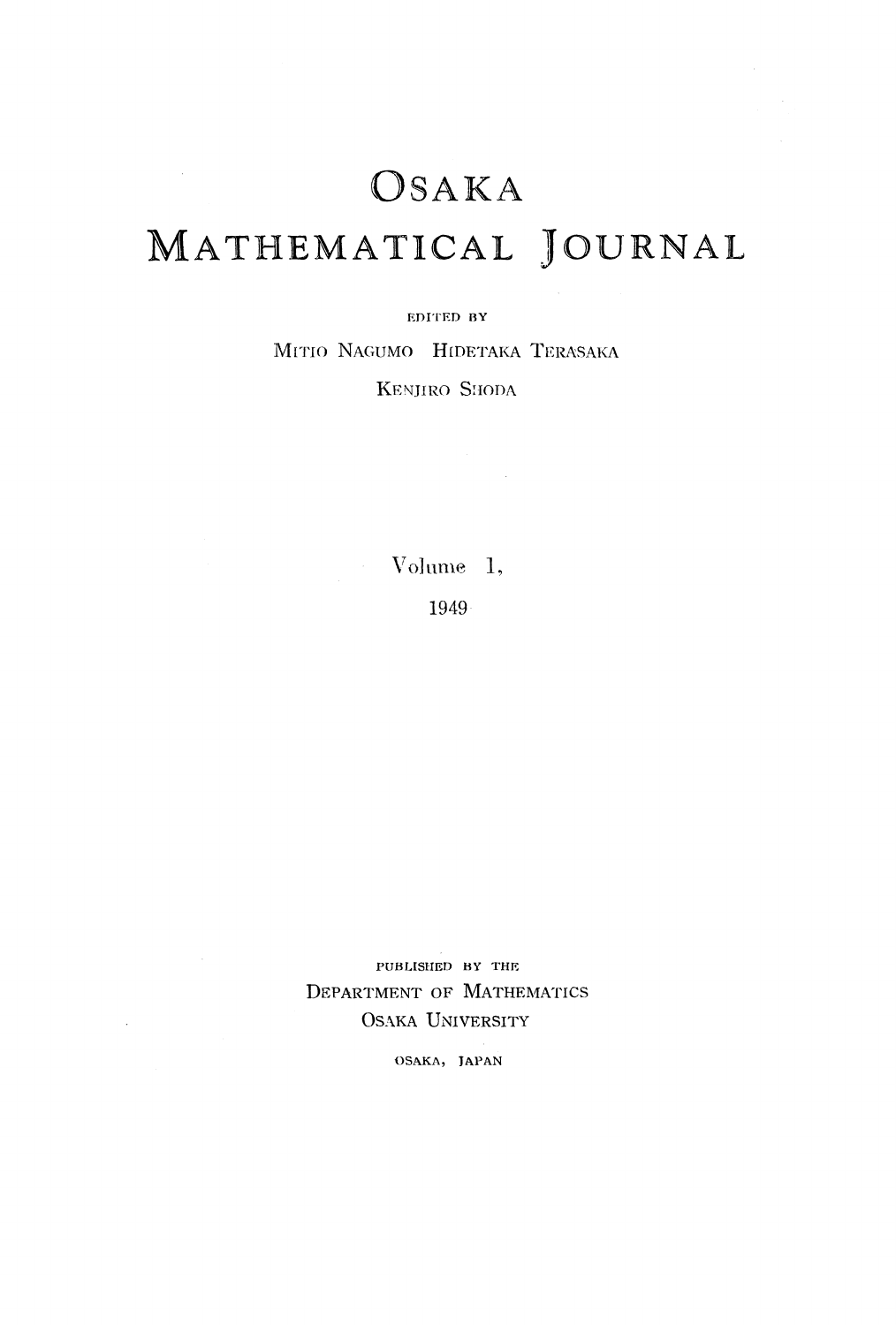# OSAKA MATHEMATICAL JOURNAL

EDITED BY

MITIO NAGUMO HIDETAKA TERASAKA

KENJIRO SHODA

Volume 1,

1949

PUBLISHED BY THE

DEPARTMENT OF MATHEMATICS

OSAKA UNIVERSITY

OSAKA, JAPAN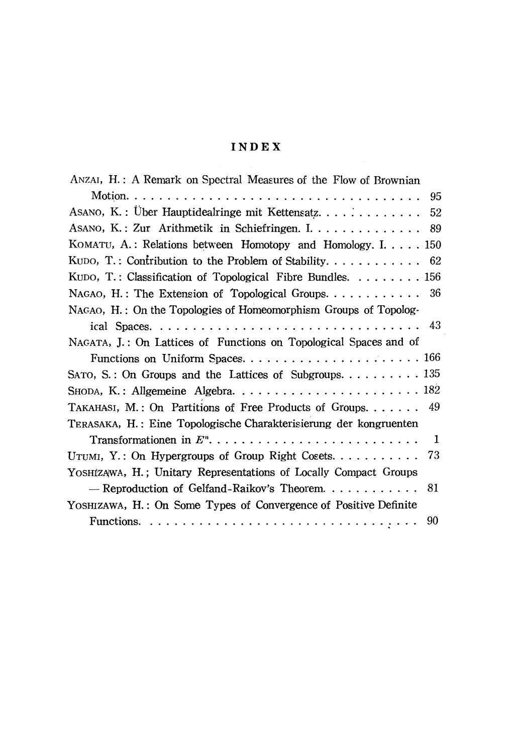# INDEX

ANZAI, H.: A Remark on Spectral Measures of the Flow of Brownian Motion. . . . . . . . . . . . . . . . . . . . . . . . . . . . . . . . . . 95

ASANO, K.: Über Hauptidealringe mit Kettensatz. . . . . . . . . . . . . 52

ASANO, K.: Zur Arithmetik in Schiefringen. I. . . . . . . . . . . . . . 89

KOMATU, A.: Relations between Homotopy and Homology. I. . . . . 150

KUDO, T.: Contribution to the Problem of Stability. . . . . . . . . . . . 62

KUDO, T.: Classification of Topological Fibre Bundles. . . . . . . . . 156

NAGAO, H.: The Extension of Topological Groups. . . . . . . . . . . . 36

NAGAO, H.: On the Topologies of Homeomorphism Groups of Topological Spaces. . . . . . . . . . . . . . . . . . . . . . . . . . . . . . . . 43

NAGATA, J.: On Lattices of Functions on Topological Spaces and of Functions on Uniform Spaces. . . . . . . . . . . . . . . . . . . . . . 166

SATO, S.: On Groups and the Lattices of Subgroups. . . . . . . . . . 135

SHODA, K.: Allgemeine Algebra. . . . . . . . . . . . . . . . . . . . . . 182

TAKAHASI, M.: On Partitions of Free Products of Groups. . . . . . . 49

TERASAKA, H.: Eine Topologische Charakterisierung der kongruenten Transformationen in $E^n$. . . . . . . . . . . . . . . . . . . . . . . . . 1

UTUMI, Y.: On Hypergroups of Group Right Cosets. . . . . . . . . . . 73

YOSHIZAWA, H.; Unitary Representations of Locally Compact Groups — Reproduction of Gelfand-Raikov's Theorem. . . . . . . . . . . . 81

YOSHIZAWA, H.: On Some Types of Convergence of Positive Definite Functions. . . . . . . . . . . . . . . . . . . . . . . . . . . . . . . . . 90